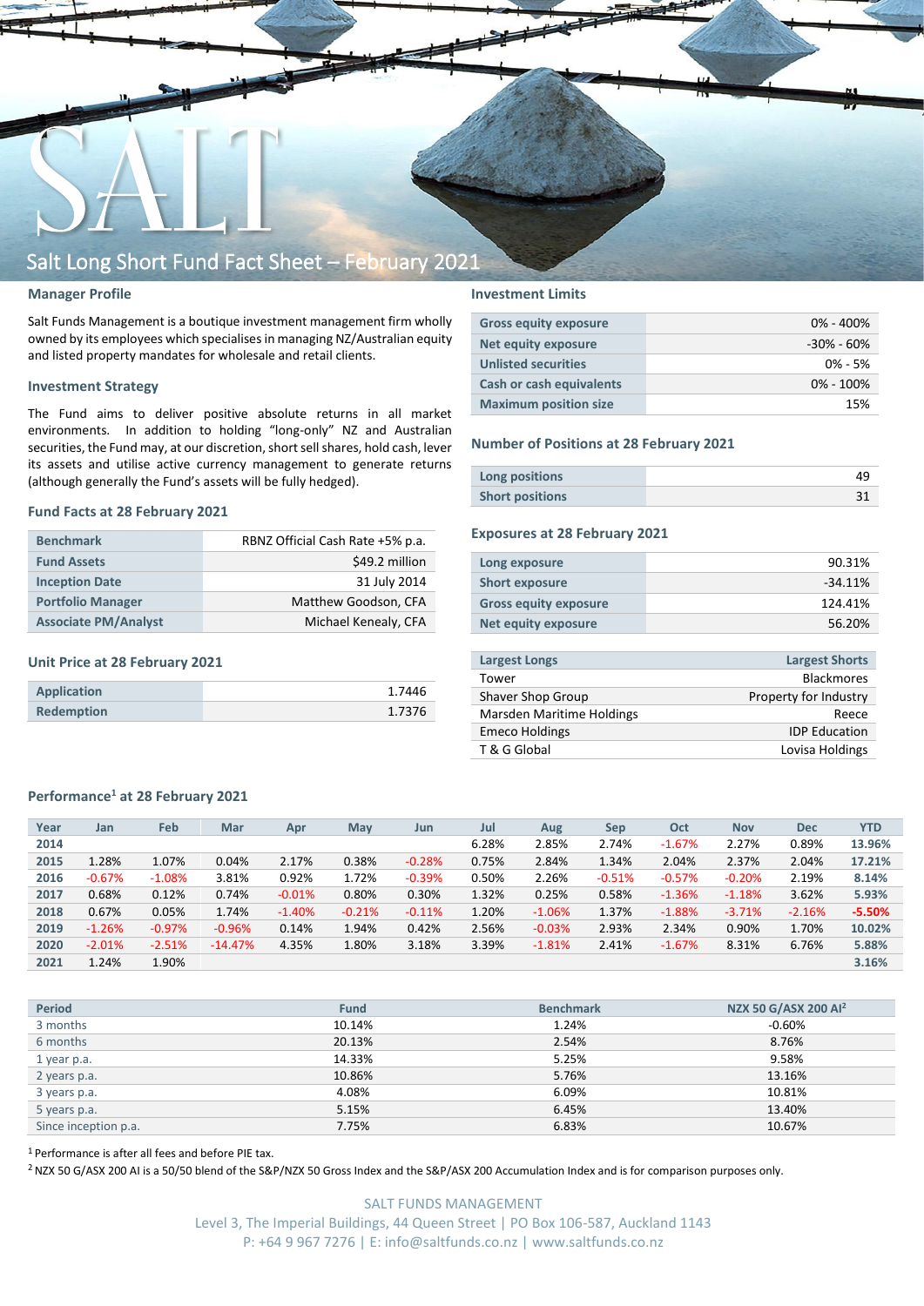# Salt Long Short Fund Fact Sheet – February 2021

## Manager Profile

Salt Funds Management is a boutique investment management firm wholly owned by its employees which specialises in managing NZ/Australian equity and listed property mandates for wholesale and retail clients.

## Investment Strategy

The Fund aims to deliver positive absolute returns in all market environments. In addition to holding "long-only" NZ and Australian securities, the Fund may, at our discretion, short sell shares, hold cash, lever its assets and utilise active currency management to generate returns (although generally the Fund's assets will be fully hedged).

## Fund Facts at 28 February 2021

| | |
|---|---|
| Benchmark | RBNZ Official Cash Rate +5% p.a. |
| Fund Assets | $49.2 million |
| Inception Date | 31 July 2014 |
| Portfolio Manager | Matthew Goodson, CFA |
| Associate PM/Analyst | Michael Kenealy, CFA |

## Unit Price at 28 February 2021

| | |
|---|---|
| Application | 1.7446 |
| Redemption | 1.7376 |

## Investment Limits

| | |
|---|---|
| Gross equity exposure | 0% - 400% |
| Net equity exposure | -30% - 60% |
| Unlisted securities | 0% - 5% |
| Cash or cash equivalents | 0% - 100% |
| Maximum position size | 15% |

## Number of Positions at 28 February 2021

| | |
|---|---|
| Long positions | 49 |
| Short positions | 31 |

## Exposures at 28 February 2021

| | |
|---|---|
| Long exposure | 90.31% |
| Short exposure | -34.11% |
| Gross equity exposure | 124.41% |
| Net equity exposure | 56.20% |

| Largest Longs | Largest Shorts |
|---|---|
| Tower | Blackmores |
| Shaver Shop Group | Property for Industry |
| Marsden Maritime Holdings | Reece |
| Emeco Holdings | IDP Education |
| T & G Global | Lovisa Holdings |

## Performance[1] at 28 February 2021

| Year | Jan | Feb | Mar | Apr | May | Jun | Jul | Aug | Sep | Oct | Nov | Dec | YTD |
|---|---|---|---|---|---|---|---|---|---|---|---|---|---|
| 2014 | | | | | | | 6.28% | 2.85% | 2.74% | -1.67% | 2.27% | 0.89% | 13.96% |
| 2015 | 1.28% | 1.07% | 0.04% | 2.17% | 0.38% | -0.28% | 0.75% | 2.84% | 1.34% | 2.04% | 2.37% | 2.04% | 17.21% |
| 2016 | -0.67% | -1.08% | 3.81% | 0.92% | 1.72% | -0.39% | 0.50% | 2.26% | -0.51% | -0.57% | -0.20% | 2.19% | 8.14% |
| 2017 | 0.68% | 0.12% | 0.74% | -0.01% | 0.80% | 0.30% | 1.32% | 0.25% | 0.58% | -1.36% | -1.18% | 3.62% | 5.93% |
| 2018 | 0.67% | 0.05% | 1.74% | -1.40% | -0.21% | -0.11% | 1.20% | -1.06% | 1.37% | -1.88% | -3.71% | -2.16% | -5.50% |
| 2019 | -1.26% | -0.97% | -0.96% | 0.14% | 1.94% | 0.42% | 2.56% | -0.03% | 2.93% | 2.34% | 0.90% | 1.70% | 10.02% |
| 2020 | -2.01% | -2.51% | -14.47% | 4.35% | 1.80% | 3.18% | 3.39% | -1.81% | 2.41% | -1.67% | 8.31% | 6.76% | 5.88% |
| 2021 | 1.24% | 1.90% | | | | | | | | | | | 3.16% |

| Period | Fund | Benchmark | NZX 50 G/ASX 200 AI[2] |
|---|---|---|---|
| 3 months | 10.14% | 1.24% | -0.60% |
| 6 months | 20.13% | 2.54% | 8.76% |
| 1 year p.a. | 14.33% | 5.25% | 9.58% |
| 2 years p.a. | 10.86% | 5.76% | 13.16% |
| 3 years p.a. | 4.08% | 6.09% | 10.81% |
| 5 years p.a. | 5.15% | 6.45% | 13.40% |
| Since inception p.a. | 7.75% | 6.83% | 10.67% |

[1] Performance is after all fees and before PIE tax.

[2] NZX 50 G/ASX 200 AI is a 50/50 blend of the S&P/NZX 50 Gross Index and the S&P/ASX 200 Accumulation Index and is for comparison purposes only.

SALT FUNDS MANAGEMENT
Level 3, The Imperial Buildings, 44 Queen Street | PO Box 106-587, Auckland 1143
P: +64 9 967 7276 | E: info@saltfunds.co.nz | www.saltfunds.co.nz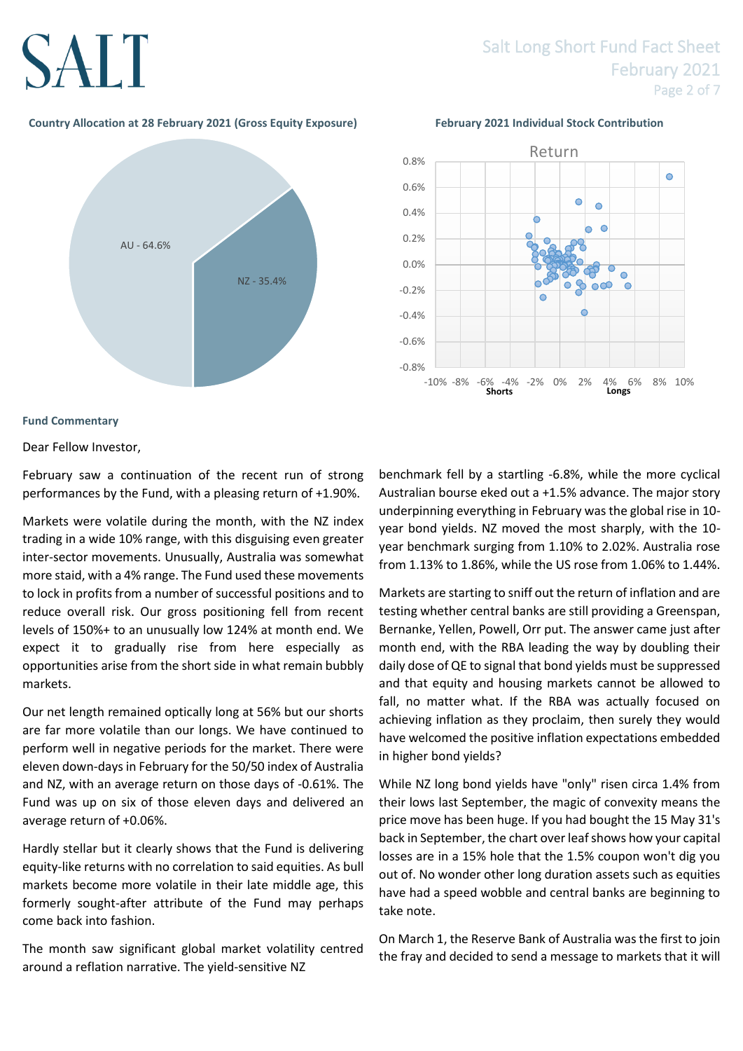**Country Allocation at 28 February 2021 (Gross Equity Exposure)**

AU - 64.6%

NZ - 35.4%

**February 2021 Individual Stock Contribution**

**Fund Commentary**

Dear Fellow Investor,

February saw a continuation of the recent run of strong performances by the Fund, with a pleasing return of +1.90%.

Markets were volatile during the month, with the NZ index trading in a wide 10% range, with this disguising even greater inter-sector movements. Unusually, Australia was somewhat more staid, with a 4% range. The Fund used these movements to lock in profits from a number of successful positions and to reduce overall risk. Our gross positioning fell from recent levels of 150%+ to an unusually low 124% at month end. We expect it to gradually rise from here especially as opportunities arise from the short side in what remain bubbly markets.

Our net length remained optically long at 56% but our shorts are far more volatile than our longs. We have continued to perform well in negative periods for the market. There were eleven down-days in February for the 50/50 index of Australia and NZ, with an average return on those days of -0.61%. The Fund was up on six of those eleven days and delivered an average return of +0.06%.

Hardly stellar but it clearly shows that the Fund is delivering equity-like returns with no correlation to said equities. As bull markets become more volatile in their late middle age, this formerly sought-after attribute of the Fund may perhaps come back into fashion.

The month saw significant global market volatility centred around a reflation narrative. The yield-sensitive NZ benchmark fell by a startling -6.8%, while the more cyclical Australian bourse eked out a +1.5% advance. The major story underpinning everything in February was the global rise in 10-year bond yields. NZ moved the most sharply, with the 10-year benchmark surging from 1.10% to 2.02%. Australia rose from 1.13% to 1.86%, while the US rose from 1.06% to 1.44%.

Markets are starting to sniff out the return of inflation and are testing whether central banks are still providing a Greenspan, Bernanke, Yellen, Powell, Orr put. The answer came just after month end, with the RBA leading the way by doubling their daily dose of QE to signal that bond yields must be suppressed and that equity and housing markets cannot be allowed to fall, no matter what. If the RBA was actually focused on achieving inflation as they proclaim, then surely they would have welcomed the positive inflation expectations embedded in higher bond yields?

While NZ long bond yields have "only" risen circa 1.4% from their lows last September, the magic of convexity means the price move has been huge. If you had bought the 15 May 31's back in September, the chart over leaf shows how your capital losses are in a 15% hole that the 1.5% coupon won't dig you out of. No wonder other long duration assets such as equities have had a speed wobble and central banks are beginning to take note.

On March 1, the Reserve Bank of Australia was the first to join the fray and decided to send a message to markets that it will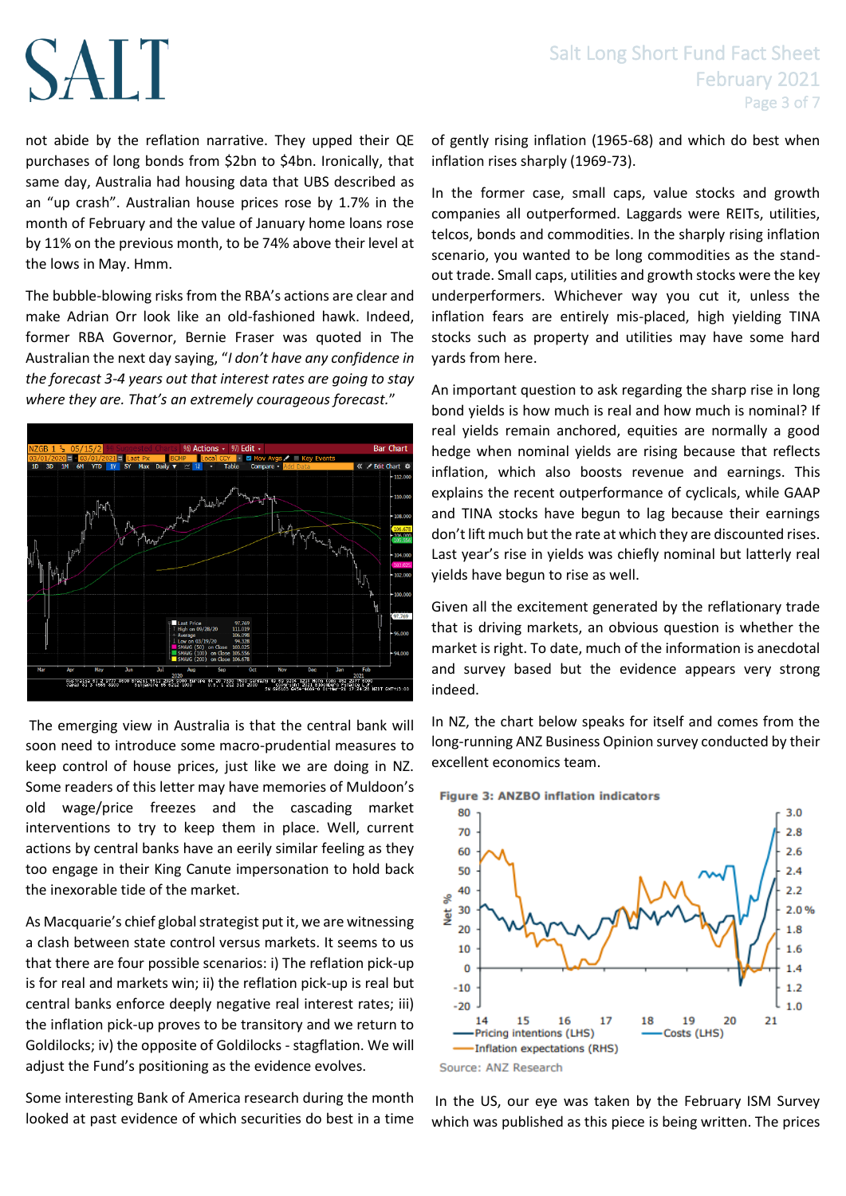not abide by the reflation narrative. They upped their QE purchases of long bonds from $2bn to $4bn. Ironically, that same day, Australia had housing data that UBS described as an "up crash". Australian house prices rose by 1.7% in the month of February and the value of January home loans rose by 11% on the previous month, to be 74% above their level at the lows in May. Hmm.

The bubble-blowing risks from the RBA's actions are clear and make Adrian Orr look like an old-fashioned hawk. Indeed, former RBA Governor, Bernie Fraser was quoted in The Australian the next day saying, "*I don't have any confidence in the forecast 3-4 years out that interest rates are going to stay where they are. That's an extremely courageous forecast.*"

The emerging view in Australia is that the central bank will soon need to introduce some macro-prudential measures to keep control of house prices, just like we are doing in NZ. Some readers of this letter may have memories of Muldoon's old wage/price freezes and the cascading market interventions to try to keep them in place. Well, current actions by central banks have an eerily similar feeling as they too engage in their King Canute impersonation to hold back the inexorable tide of the market.

As Macquarie's chief global strategist put it, we are witnessing a clash between state control versus markets. It seems to us that there are four possible scenarios: i) The reflation pick-up is for real and markets win; ii) the reflation pick-up is real but central banks enforce deeply negative real interest rates; iii) the inflation pick-up proves to be transitory and we return to Goldilocks; iv) the opposite of Goldilocks - stagflation. We will adjust the Fund's positioning as the evidence evolves.

Some interesting Bank of America research during the month looked at past evidence of which securities do best in a time of gently rising inflation (1965-68) and which do best when inflation rises sharply (1969-73).

In the former case, small caps, value stocks and growth companies all outperformed. Laggards were REITs, utilities, telcos, bonds and commodities. In the sharply rising inflation scenario, you wanted to be long commodities as the stand-out trade. Small caps, utilities and growth stocks were the key underperformers. Whichever way you cut it, unless the inflation fears are entirely mis-placed, high yielding TINA stocks such as property and utilities may have some hard yards from here.

An important question to ask regarding the sharp rise in long bond yields is how much is real and how much is nominal? If real yields remain anchored, equities are normally a good hedge when nominal yields are rising because that reflects inflation, which also boosts revenue and earnings. This explains the recent outperformance of cyclicals, while GAAP and TINA stocks have begun to lag because their earnings don't lift much but the rate at which they are discounted rises. Last year's rise in yields was chiefly nominal but latterly real yields have begun to rise as well.

Given all the excitement generated by the reflationary trade that is driving markets, an obvious question is whether the market is right. To date, much of the information is anecdotal and survey based but the evidence appears very strong indeed.

In NZ, the chart below speaks for itself and comes from the long-running ANZ Business Opinion survey conducted by their excellent economics team.

**Figure 3: ANZBO inflation indicators**

Source: ANZ Research

In the US, our eye was taken by the February ISM Survey which was published as this piece is being written. The prices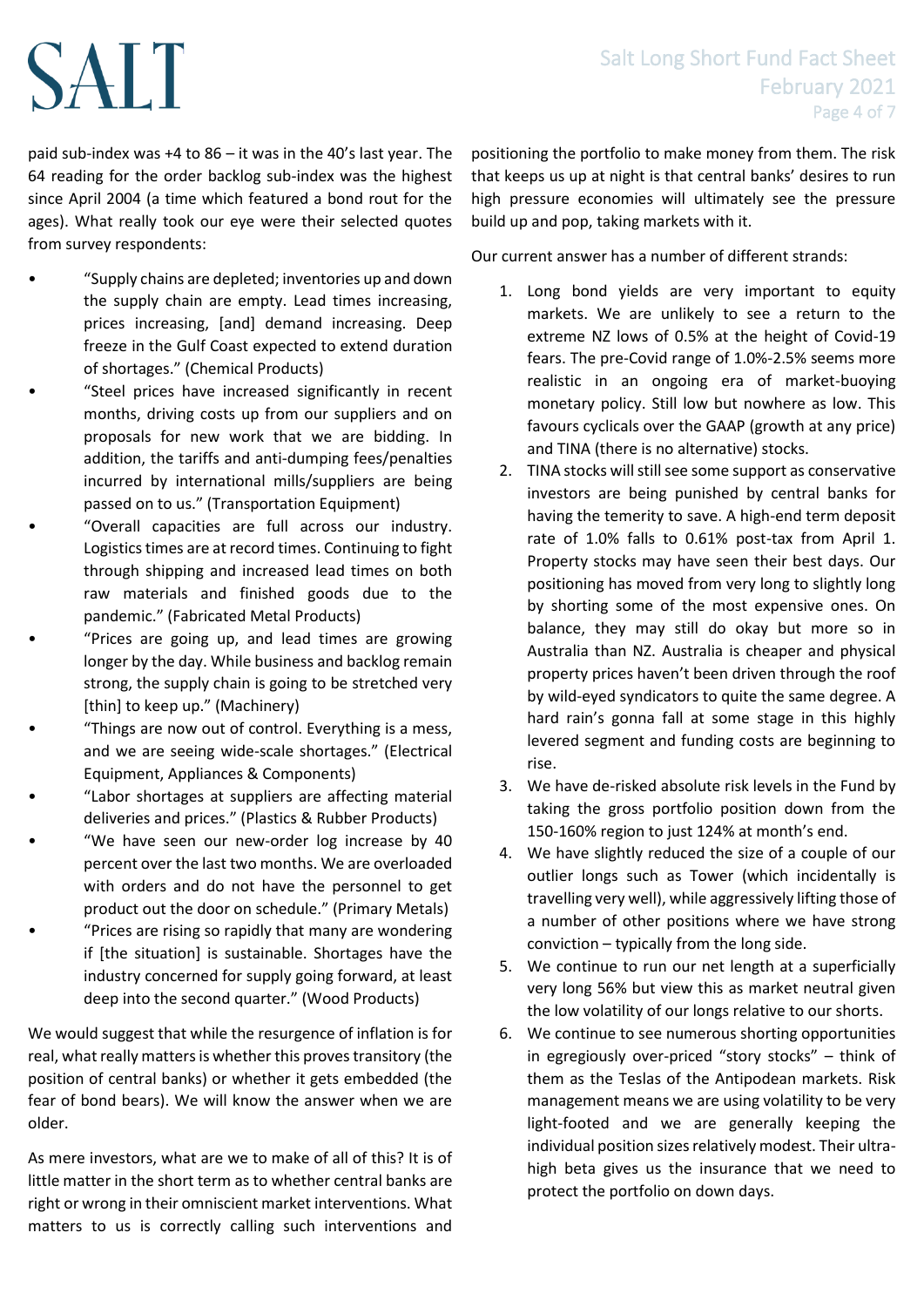paid sub-index was +4 to 86 – it was in the 40's last year. The 64 reading for the order backlog sub-index was the highest since April 2004 (a time which featured a bond rout for the ages). What really took our eye were their selected quotes from survey respondents:

- "Supply chains are depleted; inventories up and down the supply chain are empty. Lead times increasing, prices increasing, [and] demand increasing. Deep freeze in the Gulf Coast expected to extend duration of shortages." (Chemical Products)
- "Steel prices have increased significantly in recent months, driving costs up from our suppliers and on proposals for new work that we are bidding. In addition, the tariffs and anti-dumping fees/penalties incurred by international mills/suppliers are being passed on to us." (Transportation Equipment)
- "Overall capacities are full across our industry. Logistics times are at record times. Continuing to fight through shipping and increased lead times on both raw materials and finished goods due to the pandemic." (Fabricated Metal Products)
- "Prices are going up, and lead times are growing longer by the day. While business and backlog remain strong, the supply chain is going to be stretched very [thin] to keep up." (Machinery)
- "Things are now out of control. Everything is a mess, and we are seeing wide-scale shortages." (Electrical Equipment, Appliances & Components)
- "Labor shortages at suppliers are affecting material deliveries and prices." (Plastics & Rubber Products)
- "We have seen our new-order log increase by 40 percent over the last two months. We are overloaded with orders and do not have the personnel to get product out the door on schedule." (Primary Metals)
- "Prices are rising so rapidly that many are wondering if [the situation] is sustainable. Shortages have the industry concerned for supply going forward, at least deep into the second quarter." (Wood Products)

We would suggest that while the resurgence of inflation is for real, what really matters is whether this proves transitory (the position of central banks) or whether it gets embedded (the fear of bond bears). We will know the answer when we are older.

As mere investors, what are we to make of all of this? It is of little matter in the short term as to whether central banks are right or wrong in their omniscient market interventions. What matters to us is correctly calling such interventions and positioning the portfolio to make money from them. The risk that keeps us up at night is that central banks' desires to run high pressure economies will ultimately see the pressure build up and pop, taking markets with it.

Our current answer has a number of different strands:

1. Long bond yields are very important to equity markets. We are unlikely to see a return to the extreme NZ lows of 0.5% at the height of Covid-19 fears. The pre-Covid range of 1.0%-2.5% seems more realistic in an ongoing era of market-buoying monetary policy. Still low but nowhere as low. This favours cyclicals over the GAAP (growth at any price) and TINA (there is no alternative) stocks.
2. TINA stocks will still see some support as conservative investors are being punished by central banks for having the temerity to save. A high-end term deposit rate of 1.0% falls to 0.61% post-tax from April 1. Property stocks may have seen their best days. Our positioning has moved from very long to slightly long by shorting some of the most expensive ones. On balance, they may still do okay but more so in Australia than NZ. Australia is cheaper and physical property prices haven't been driven through the roof by wild-eyed syndicators to quite the same degree. A hard rain's gonna fall at some stage in this highly levered segment and funding costs are beginning to rise.
3. We have de-risked absolute risk levels in the Fund by taking the gross portfolio position down from the 150-160% region to just 124% at month's end.
4. We have slightly reduced the size of a couple of our outlier longs such as Tower (which incidentally is travelling very well), while aggressively lifting those of a number of other positions where we have strong conviction – typically from the long side.
5. We continue to run our net length at a superficially very long 56% but view this as market neutral given the low volatility of our longs relative to our shorts.
6. We continue to see numerous shorting opportunities in egregiously over-priced "story stocks" – think of them as the Teslas of the Antipodean markets. Risk management means we are using volatility to be very light-footed and we are generally keeping the individual position sizes relatively modest. Their ultra-high beta gives us the insurance that we need to protect the portfolio on down days.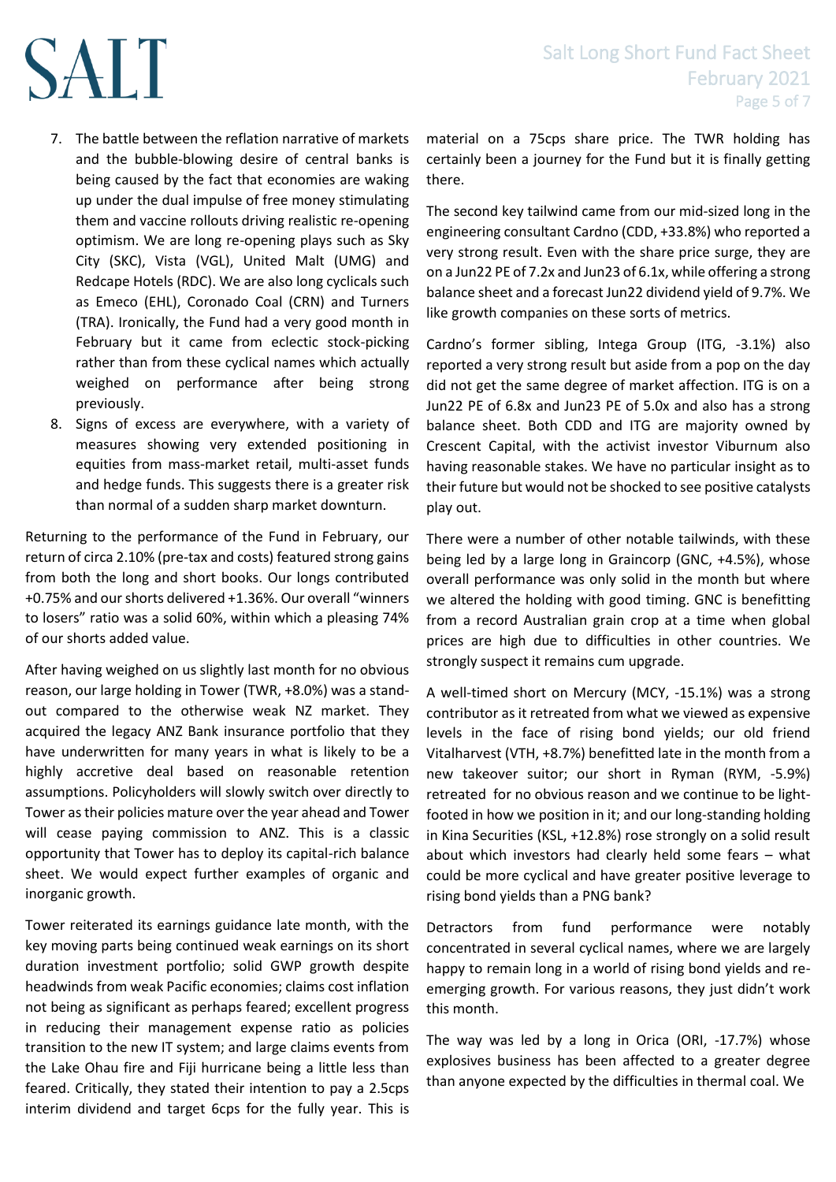7. The battle between the reflation narrative of markets and the bubble-blowing desire of central banks is being caused by the fact that economies are waking up under the dual impulse of free money stimulating them and vaccine rollouts driving realistic re-opening optimism. We are long re-opening plays such as Sky City (SKC), Vista (VGL), United Malt (UMG) and Redcape Hotels (RDC). We are also long cyclicals such as Emeco (EHL), Coronado Coal (CRN) and Turners (TRA). Ironically, the Fund had a very good month in February but it came from eclectic stock-picking rather than from these cyclical names which actually weighed on performance after being strong previously.
8. Signs of excess are everywhere, with a variety of measures showing very extended positioning in equities from mass-market retail, multi-asset funds and hedge funds. This suggests there is a greater risk than normal of a sudden sharp market downturn.

Returning to the performance of the Fund in February, our return of circa 2.10% (pre-tax and costs) featured strong gains from both the long and short books. Our longs contributed +0.75% and our shorts delivered +1.36%. Our overall "winners to losers" ratio was a solid 60%, within which a pleasing 74% of our shorts added value.

After having weighed on us slightly last month for no obvious reason, our large holding in Tower (TWR, +8.0%) was a stand-out compared to the otherwise weak NZ market. They acquired the legacy ANZ Bank insurance portfolio that they have underwritten for many years in what is likely to be a highly accretive deal based on reasonable retention assumptions. Policyholders will slowly switch over directly to Tower as their policies mature over the year ahead and Tower will cease paying commission to ANZ. This is a classic opportunity that Tower has to deploy its capital-rich balance sheet. We would expect further examples of organic and inorganic growth.

Tower reiterated its earnings guidance late month, with the key moving parts being continued weak earnings on its short duration investment portfolio; solid GWP growth despite headwinds from weak Pacific economies; claims cost inflation not being as significant as perhaps feared; excellent progress in reducing their management expense ratio as policies transition to the new IT system; and large claims events from the Lake Ohau fire and Fiji hurricane being a little less than feared. Critically, they stated their intention to pay a 2.5cps interim dividend and target 6cps for the fully year. This is material on a 75cps share price. The TWR holding has certainly been a journey for the Fund but it is finally getting there.

The second key tailwind came from our mid-sized long in the engineering consultant Cardno (CDD, +33.8%) who reported a very strong result. Even with the share price surge, they are on a Jun22 PE of 7.2x and Jun23 of 6.1x, while offering a strong balance sheet and a forecast Jun22 dividend yield of 9.7%. We like growth companies on these sorts of metrics.

Cardno's former sibling, Intega Group (ITG, -3.1%) also reported a very strong result but aside from a pop on the day did not get the same degree of market affection. ITG is on a Jun22 PE of 6.8x and Jun23 PE of 5.0x and also has a strong balance sheet. Both CDD and ITG are majority owned by Crescent Capital, with the activist investor Viburnum also having reasonable stakes. We have no particular insight as to their future but would not be shocked to see positive catalysts play out.

There were a number of other notable tailwinds, with these being led by a large long in Graincorp (GNC, +4.5%), whose overall performance was only solid in the month but where we altered the holding with good timing. GNC is benefitting from a record Australian grain crop at a time when global prices are high due to difficulties in other countries. We strongly suspect it remains cum upgrade.

A well-timed short on Mercury (MCY, -15.1%) was a strong contributor as it retreated from what we viewed as expensive levels in the face of rising bond yields; our old friend Vitalharvest (VTH, +8.7%) benefitted late in the month from a new takeover suitor; our short in Ryman (RYM, -5.9%) retreated for no obvious reason and we continue to be light-footed in how we position in it; and our long-standing holding in Kina Securities (KSL, +12.8%) rose strongly on a solid result about which investors had clearly held some fears – what could be more cyclical and have greater positive leverage to rising bond yields than a PNG bank?

Detractors from fund performance were notably concentrated in several cyclical names, where we are largely happy to remain long in a world of rising bond yields and re-emerging growth. For various reasons, they just didn't work this month.

The way was led by a long in Orica (ORI, -17.7%) whose explosives business has been affected to a greater degree than anyone expected by the difficulties in thermal coal. We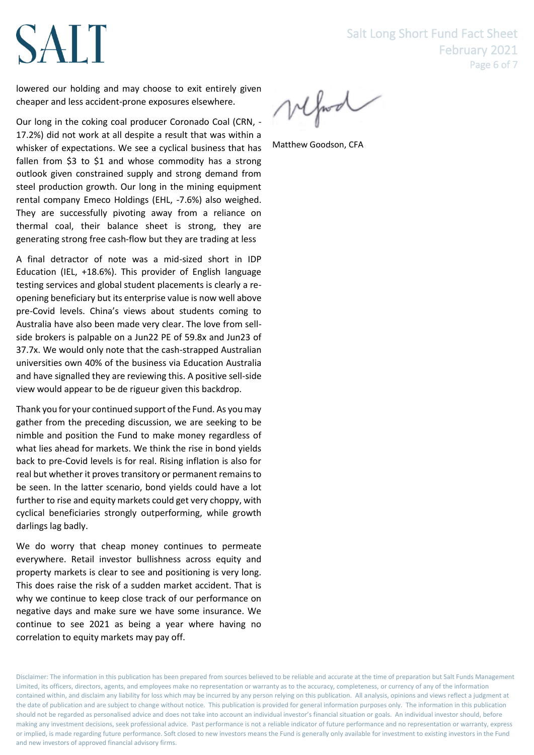lowered our holding and may choose to exit entirely given cheaper and less accident-prone exposures elsewhere.

Our long in the coking coal producer Coronado Coal (CRN, -17.2%) did not work at all despite a result that was within a whisker of expectations. We see a cyclical business that has fallen from $3 to $1 and whose commodity has a strong outlook given constrained supply and strong demand from steel production growth. Our long in the mining equipment rental company Emeco Holdings (EHL, -7.6%) also weighed. They are successfully pivoting away from a reliance on thermal coal, their balance sheet is strong, they are generating strong free cash-flow but they are trading at less

A final detractor of note was a mid-sized short in IDP Education (IEL, +18.6%). This provider of English language testing services and global student placements is clearly a re-opening beneficiary but its enterprise value is now well above pre-Covid levels. China's views about students coming to Australia have also been made very clear. The love from sell-side brokers is palpable on a Jun22 PE of 59.8x and Jun23 of 37.7x. We would only note that the cash-strapped Australian universities own 40% of the business via Education Australia and have signalled they are reviewing this. A positive sell-side view would appear to be de rigueur given this backdrop.

Thank you for your continued support of the Fund. As you may gather from the preceding discussion, we are seeking to be nimble and position the Fund to make money regardless of what lies ahead for markets. We think the rise in bond yields back to pre-Covid levels is for real. Rising inflation is also for real but whether it proves transitory or permanent remains to be seen. In the latter scenario, bond yields could have a lot further to rise and equity markets could get very choppy, with cyclical beneficiaries strongly outperforming, while growth darlings lag badly.

We do worry that cheap money continues to permeate everywhere. Retail investor bullishness across equity and property markets is clear to see and positioning is very long. This does raise the risk of a sudden market accident. That is why we continue to keep close track of our performance on negative days and make sure we have some insurance. We continue to see 2021 as being a year where having no correlation to equity markets may pay off.

Matthew Goodson, CFA

Disclaimer: The information in this publication has been prepared from sources believed to be reliable and accurate at the time of preparation but Salt Funds Management Limited, its officers, directors, agents, and employees make no representation or warranty as to the accuracy, completeness, or currency of any of the information contained within, and disclaim any liability for loss which may be incurred by any person relying on this publication. All analysis, opinions and views reflect a judgment at the date of publication and are subject to change without notice. This publication is provided for general information purposes only. The information in this publication should not be regarded as personalised advice and does not take into account an individual investor's financial situation or goals. An individual investor should, before making any investment decisions, seek professional advice. Past performance is not a reliable indicator of future performance and no representation or warranty, express or implied, is made regarding future performance. Soft closed to new investors means the Fund is generally only available for investment to existing investors in the Fund and new investors of approved financial advisory firms.